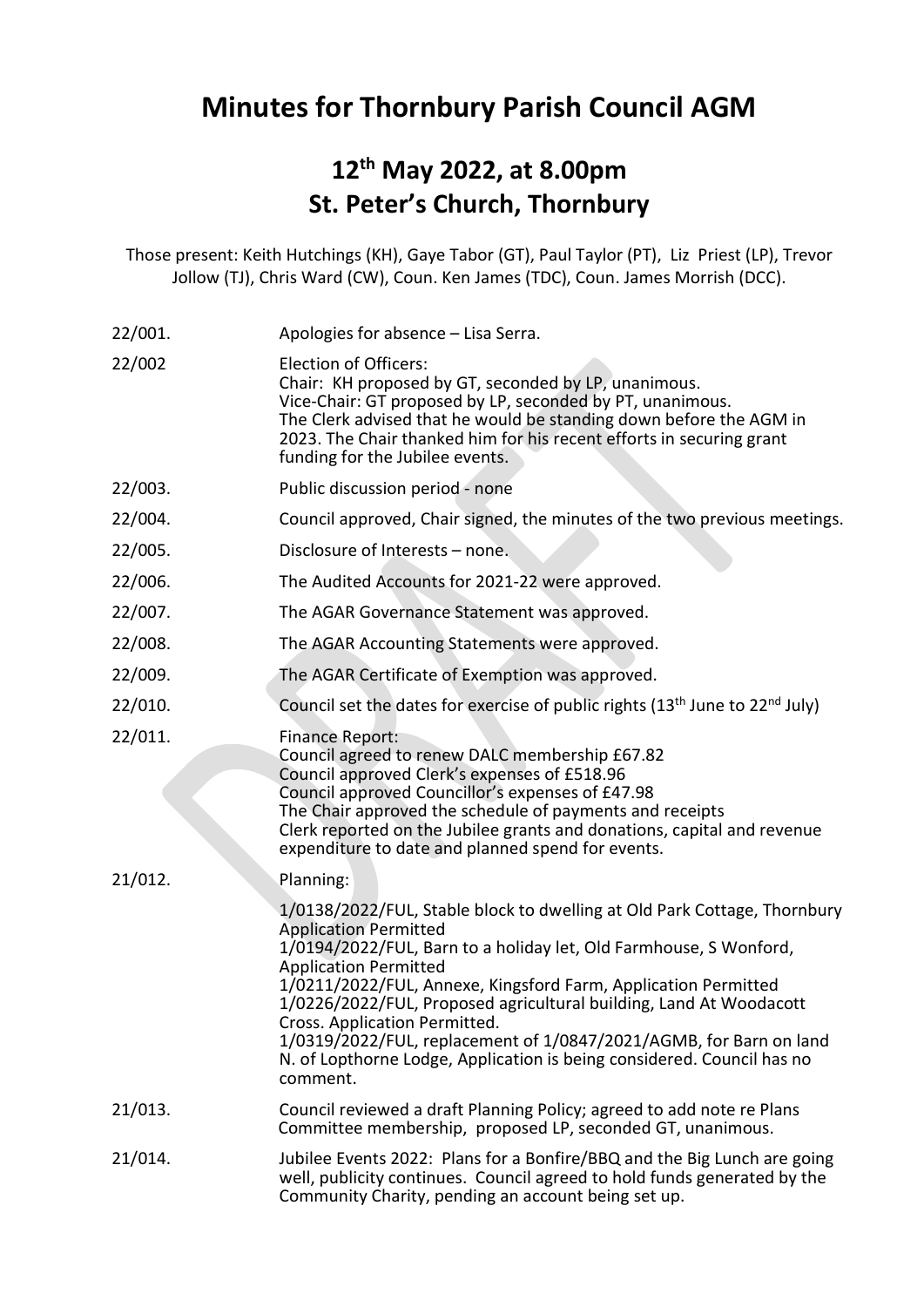# Minutes for Thornbury Parish Council AGM

## 12th May 2022, at 8.00pm
## St. Peter's Church, Thornbury

Those present: Keith Hutchings (KH), Gaye Tabor (GT), Paul Taylor (PT), Liz Priest (LP), Trevor Jollow (TJ), Chris Ward (CW), Coun. Ken James (TDC), Coun. James Morrish (DCC).

22/001. Apologies for absence – Lisa Serra.

22/002 Election of Officers:
Chair: KH proposed by GT, seconded by LP, unanimous.
Vice-Chair: GT proposed by LP, seconded by PT, unanimous.
The Clerk advised that he would be standing down before the AGM in 2023. The Chair thanked him for his recent efforts in securing grant funding for the Jubilee events.

22/003. Public discussion period - none

22/004. Council approved, Chair signed, the minutes of the two previous meetings.

22/005. Disclosure of Interests – none.

22/006. The Audited Accounts for 2021-22 were approved.

22/007. The AGAR Governance Statement was approved.

22/008. The AGAR Accounting Statements were approved.

22/009. The AGAR Certificate of Exemption was approved.

22/010. Council set the dates for exercise of public rights (13th June to 22nd July)

22/011. Finance Report:
Council agreed to renew DALC membership £67.82
Council approved Clerk's expenses of £518.96
Council approved Councillor's expenses of £47.98
The Chair approved the schedule of payments and receipts
Clerk reported on the Jubilee grants and donations, capital and revenue expenditure to date and planned spend for events.

21/012. Planning:

1/0138/2022/FUL, Stable block to dwelling at Old Park Cottage, Thornbury Application Permitted
1/0194/2022/FUL, Barn to a holiday let, Old Farmhouse, S Wonford, Application Permitted
1/0211/2022/FUL, Annexe, Kingsford Farm, Application Permitted
1/0226/2022/FUL, Proposed agricultural building, Land At Woodacott Cross. Application Permitted.
1/0319/2022/FUL, replacement of 1/0847/2021/AGMB, for Barn on land N. of Lopthorne Lodge, Application is being considered. Council has no comment.

21/013. Council reviewed a draft Planning Policy; agreed to add note re Plans Committee membership, proposed LP, seconded GT, unanimous.

21/014. Jubilee Events 2022: Plans for a Bonfire/BBQ and the Big Lunch are going well, publicity continues. Council agreed to hold funds generated by the Community Charity, pending an account being set up.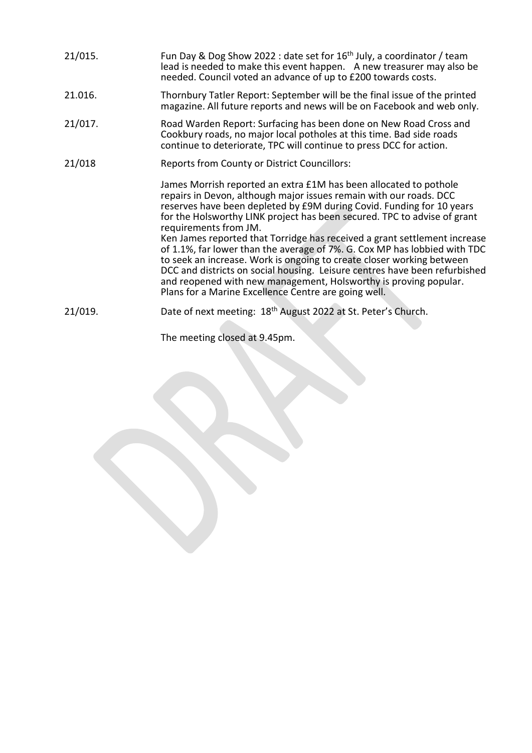21/015. Fun Day & Dog Show 2022 : date set for 16th July, a coordinator / team lead is needed to make this event happen. A new treasurer may also be needed. Council voted an advance of up to £200 towards costs.

21.016. Thornbury Tatler Report: September will be the final issue of the printed magazine. All future reports and news will be on Facebook and web only.

21/017. Road Warden Report: Surfacing has been done on New Road Cross and Cookbury roads, no major local potholes at this time. Bad side roads continue to deteriorate, TPC will continue to press DCC for action.

21/018 Reports from County or District Councillors:

James Morrish reported an extra £1M has been allocated to pothole repairs in Devon, although major issues remain with our roads. DCC reserves have been depleted by £9M during Covid. Funding for 10 years for the Holsworthy LINK project has been secured. TPC to advise of grant requirements from JM.
Ken James reported that Torridge has received a grant settlement increase of 1.1%, far lower than the average of 7%. G. Cox MP has lobbied with TDC to seek an increase. Work is ongoing to create closer working between DCC and districts on social housing. Leisure centres have been refurbished and reopened with new management, Holsworthy is proving popular. Plans for a Marine Excellence Centre are going well.

21/019. Date of next meeting: 18th August 2022 at St. Peter's Church.

The meeting closed at 9.45pm.